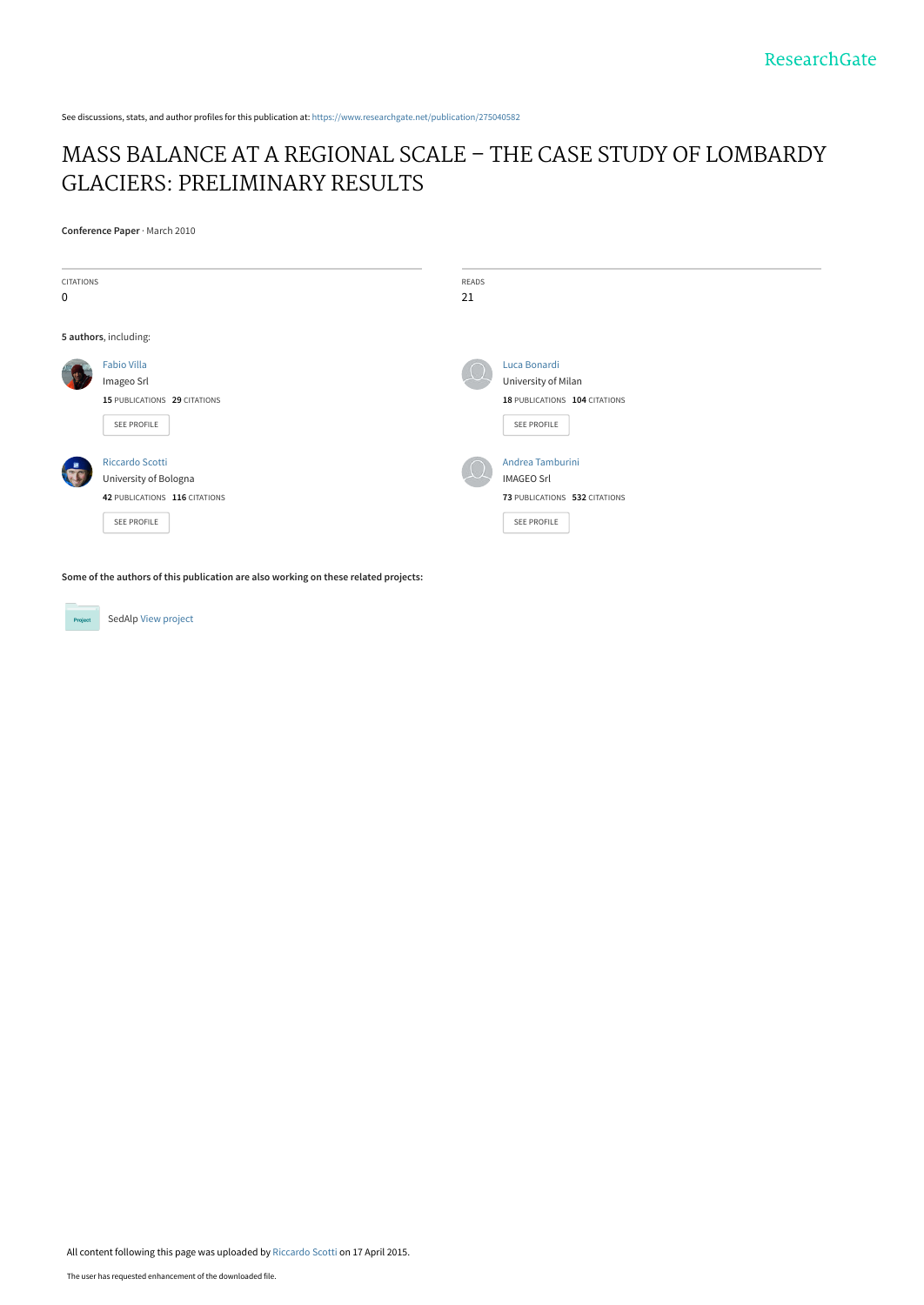ResearchGate

See discussions, stats, and author profiles for this publication at: https://www.researchgate.net/publication/275040582

# MASS BALANCE AT A REGIONAL SCALE – THE CASE STUDY OF LOMBARDY GLACIERS: PRELIMINARY RESULTS

**Conference Paper** · March 2010

| CITATIONS | READS |
| --- | --- |
| 0 | 21 |

**5 authors**, including:

**Fabio Villa**
Imageo Srl
15 PUBLICATIONS 29 CITATIONS
SEE PROFILE

**Luca Bonardi**
University of Milan
18 PUBLICATIONS 104 CITATIONS
SEE PROFILE

**Riccardo Scotti**
University of Bologna
42 PUBLICATIONS 116 CITATIONS
SEE PROFILE

**Andrea Tamburini**
IMAGEO Srl
73 PUBLICATIONS 532 CITATIONS
SEE PROFILE

**Some of the authors of this publication are also working on these related projects:**

SedAlp View project

All content following this page was uploaded by Riccardo Scotti on 17 April 2015.

The user has requested enhancement of the downloaded file.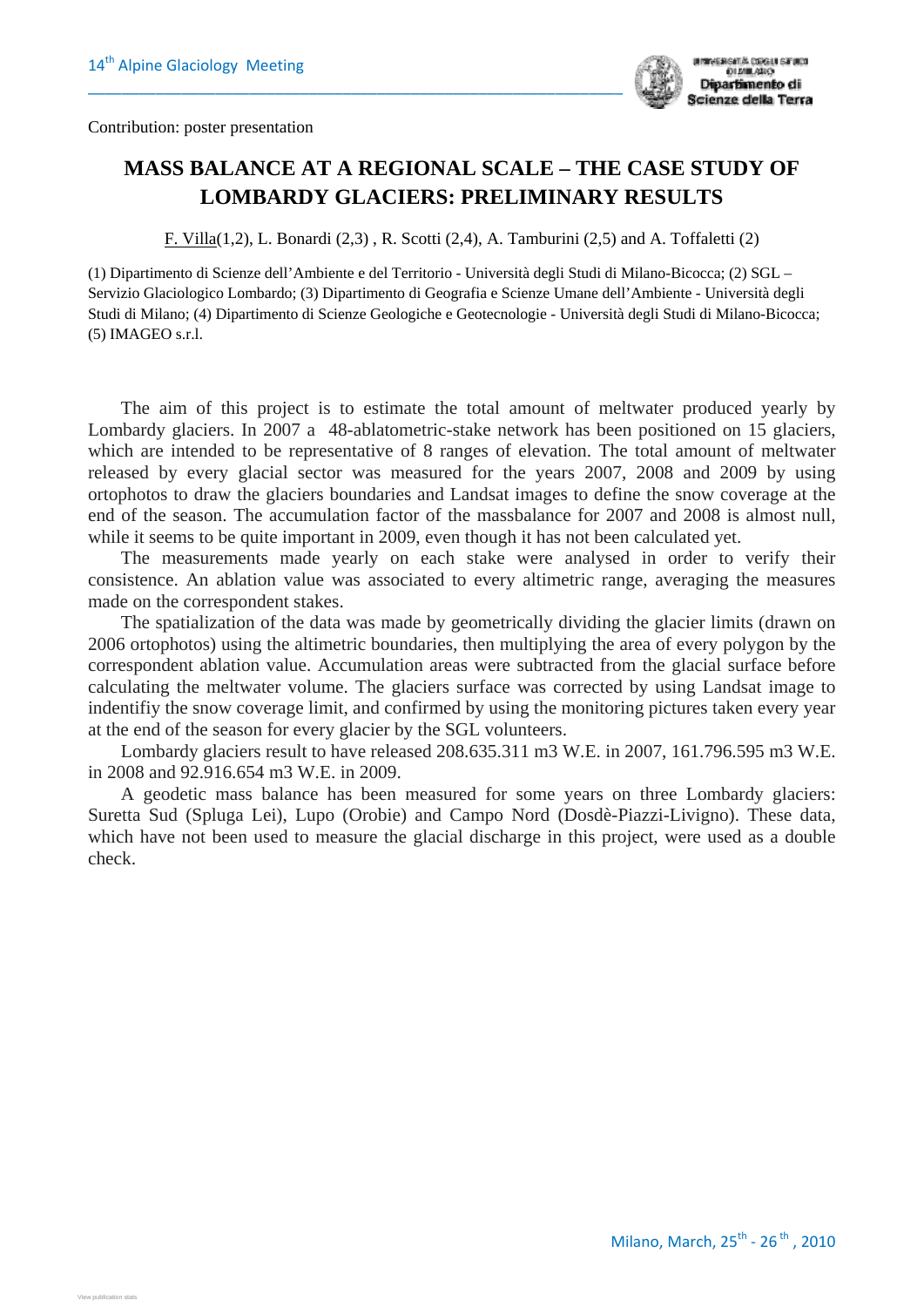Contribution: poster presentation

# MASS BALANCE AT A REGIONAL SCALE – THE CASE STUDY OF LOMBARDY GLACIERS: PRELIMINARY RESULTS

F. Villa(1,2), L. Bonardi (2,3) , R. Scotti (2,4), A. Tamburini (2,5) and A. Toffaletti (2)

(1) Dipartimento di Scienze dell'Ambiente e del Territorio - Università degli Studi di Milano-Bicocca; (2) SGL – Servizio Glaciologico Lombardo; (3) Dipartimento di Geografia e Scienze Umane dell'Ambiente - Università degli Studi di Milano; (4) Dipartimento di Scienze Geologiche e Geotecnologie - Università degli Studi di Milano-Bicocca; (5) IMAGEO s.r.l.

The aim of this project is to estimate the total amount of meltwater produced yearly by Lombardy glaciers. In 2007 a 48-ablatometric-stake network has been positioned on 15 glaciers, which are intended to be representative of 8 ranges of elevation. The total amount of meltwater released by every glacial sector was measured for the years 2007, 2008 and 2009 by using ortophotos to draw the glaciers boundaries and Landsat images to define the snow coverage at the end of the season. The accumulation factor of the massbalance for 2007 and 2008 is almost null, while it seems to be quite important in 2009, even though it has not been calculated yet.

The measurements made yearly on each stake were analysed in order to verify their consistence. An ablation value was associated to every altimetric range, averaging the measures made on the correspondent stakes.

The spatialization of the data was made by geometrically dividing the glacier limits (drawn on 2006 ortophotos) using the altimetric boundaries, then multiplying the area of every polygon by the correspondent ablation value. Accumulation areas were subtracted from the glacial surface before calculating the meltwater volume. The glaciers surface was corrected by using Landsat image to indentifiy the snow coverage limit, and confirmed by using the monitoring pictures taken every year at the end of the season for every glacier by the SGL volunteers.

Lombardy glaciers result to have released 208.635.311 m3 W.E. in 2007, 161.796.595 m3 W.E. in 2008 and 92.916.654 m3 W.E. in 2009.

A geodetic mass balance has been measured for some years on three Lombardy glaciers: Suretta Sud (Spluga Lei), Lupo (Orobie) and Campo Nord (Dosdè-Piazzi-Livigno). These data, which have not been used to measure the glacial discharge in this project, were used as a double check.